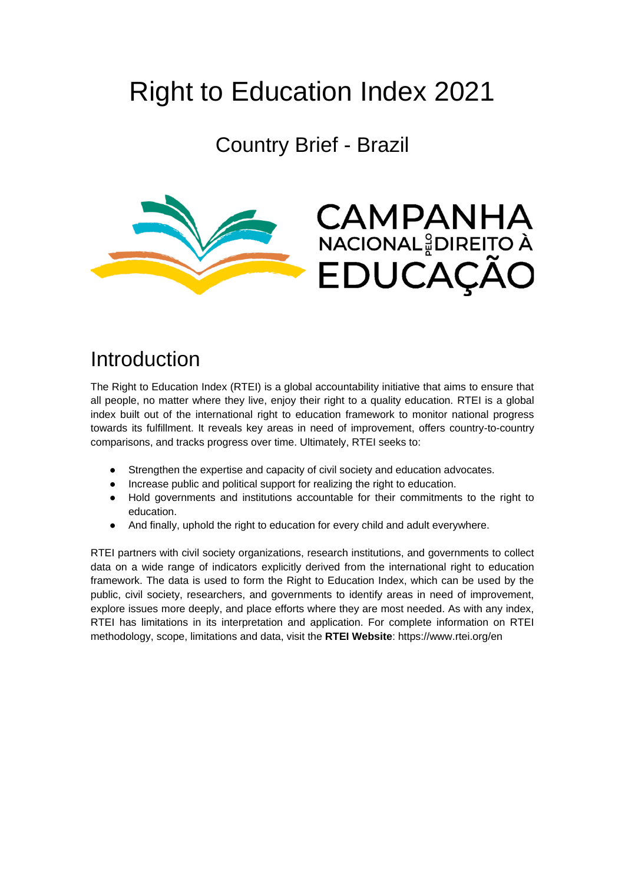# Right to Education Index 2021

## Country Brief - Brazil

CAMPANHA NACIONAL PELO DIREITO À EDUCAÇÃO

## Introduction

The Right to Education Index (RTEI) is a global accountability initiative that aims to ensure that all people, no matter where they live, enjoy their right to a quality education. RTEI is a global index built out of the international right to education framework to monitor national progress towards its fulfillment. It reveals key areas in need of improvement, offers country-to-country comparisons, and tracks progress over time. Ultimately, RTEI seeks to:

- Strengthen the expertise and capacity of civil society and education advocates.
- Increase public and political support for realizing the right to education.
- Hold governments and institutions accountable for their commitments to the right to education.
- And finally, uphold the right to education for every child and adult everywhere.

RTEI partners with civil society organizations, research institutions, and governments to collect data on a wide range of indicators explicitly derived from the international right to education framework. The data is used to form the Right to Education Index, which can be used by the public, civil society, researchers, and governments to identify areas in need of improvement, explore issues more deeply, and place efforts where they are most needed. As with any index, RTEI has limitations in its interpretation and application. For complete information on RTEI methodology, scope, limitations and data, visit the **RTEI Website**: https://www.rtei.org/en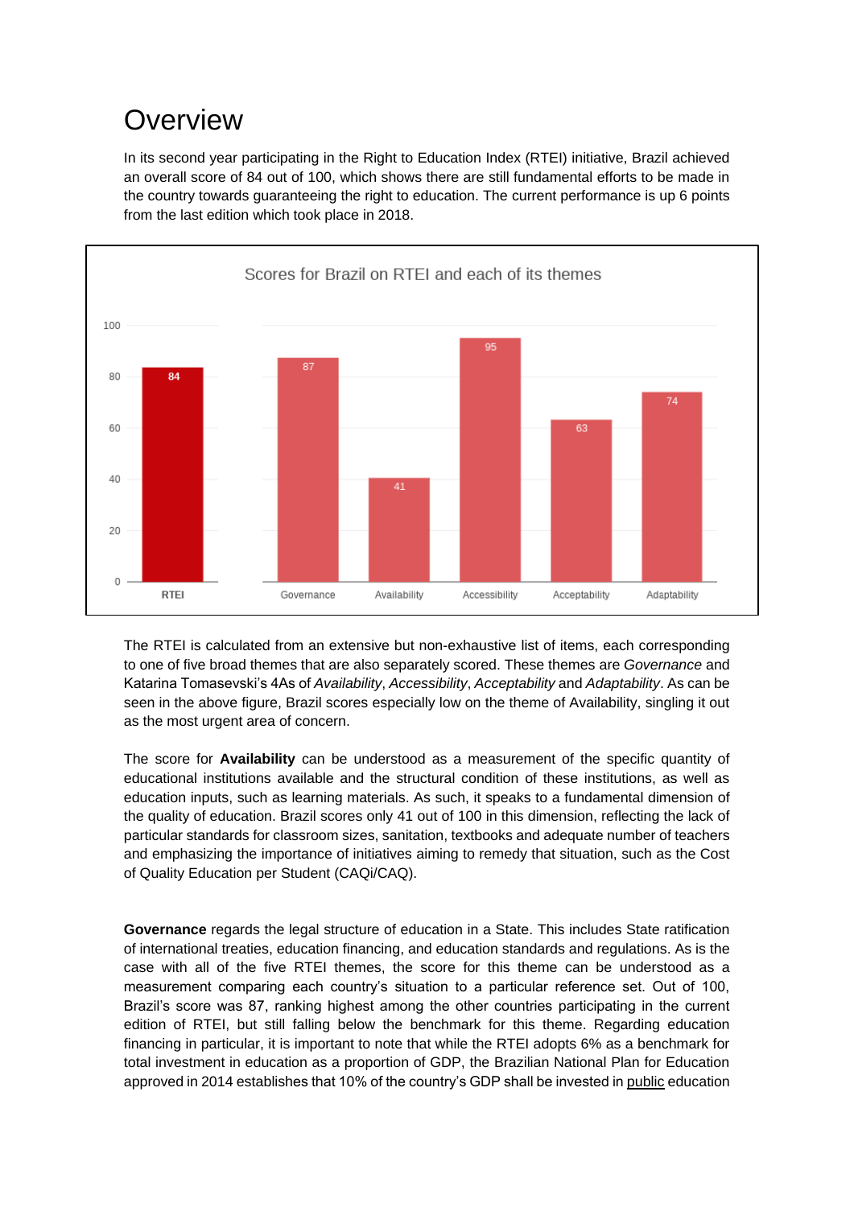# Overview

In its second year participating in the Right to Education Index (RTEI) initiative, Brazil achieved an overall score of 84 out of 100, which shows there are still fundamental efforts to be made in the country towards guaranteeing the right to education. The current performance is up 6 points from the last edition which took place in 2018.

Scores for Brazil on RTEI and each of its themes

| RTEI | Governance | Availability | Accessibility | Acceptability | Adaptability |
| --- | --- | --- | --- | --- | --- |
| 84 | 87 | 41 | 95 | 63 | 74 |

The RTEI is calculated from an extensive but non-exhaustive list of items, each corresponding to one of five broad themes that are also separately scored. These themes are *Governance* and Katarina Tomasevski's 4As of *Availability*, *Accessibility*, *Acceptability* and *Adaptability*. As can be seen in the above figure, Brazil scores especially low on the theme of Availability, singling it out as the most urgent area of concern.

The score for **Availability** can be understood as a measurement of the specific quantity of educational institutions available and the structural condition of these institutions, as well as education inputs, such as learning materials. As such, it speaks to a fundamental dimension of the quality of education. Brazil scores only 41 out of 100 in this dimension, reflecting the lack of particular standards for classroom sizes, sanitation, textbooks and adequate number of teachers and emphasizing the importance of initiatives aiming to remedy that situation, such as the Cost of Quality Education per Student (CAQi/CAQ).

**Governance** regards the legal structure of education in a State. This includes State ratification of international treaties, education financing, and education standards and regulations. As is the case with all of the five RTEI themes, the score for this theme can be understood as a measurement comparing each country's situation to a particular reference set. Out of 100, Brazil's score was 87, ranking highest among the other countries participating in the current edition of RTEI, but still falling below the benchmark for this theme. Regarding education financing in particular, it is important to note that while the RTEI adopts 6% as a benchmark for total investment in education as a proportion of GDP, the Brazilian National Plan for Education approved in 2014 establishes that 10% of the country's GDP shall be invested in public education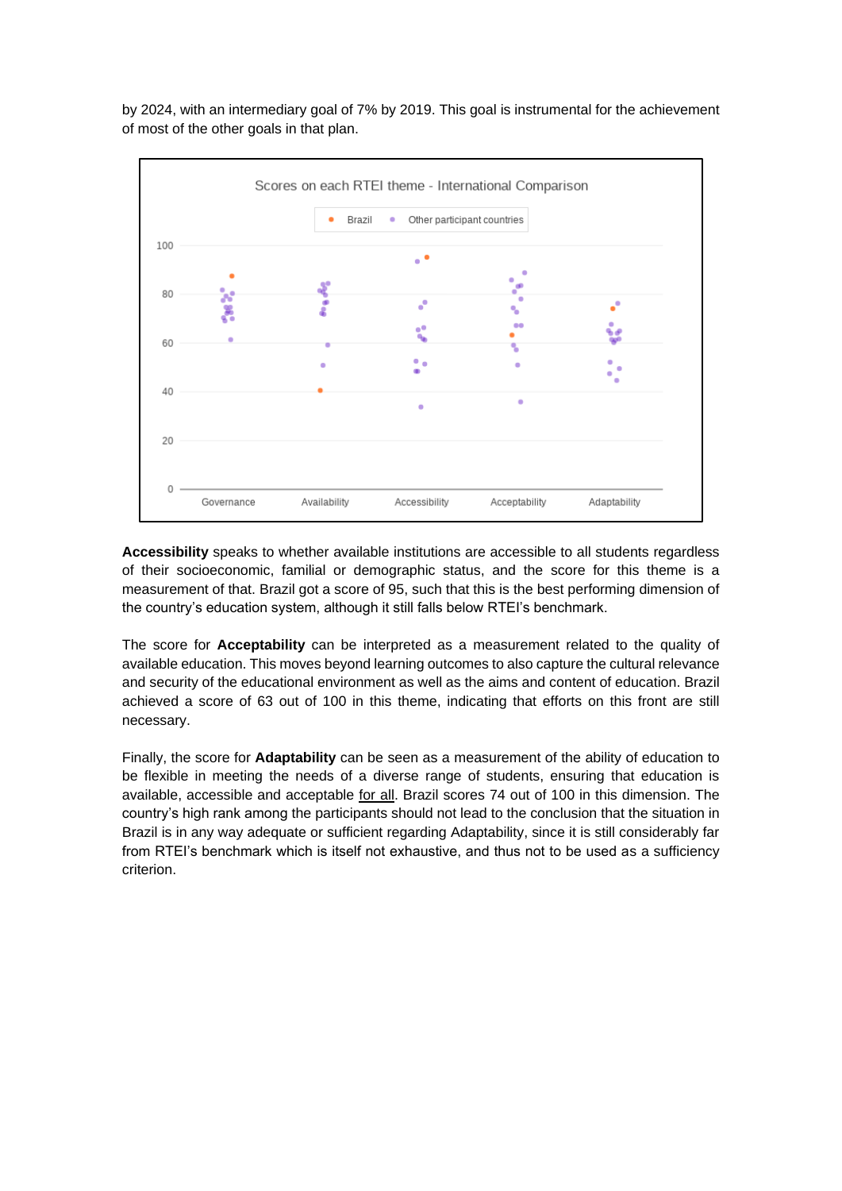by 2024, with an intermediary goal of 7% by 2019. This goal is instrumental for the achievement of most of the other goals in that plan.

Scores on each RTEI theme - International Comparison

**Accessibility** speaks to whether available institutions are accessible to all students regardless of their socioeconomic, familial or demographic status, and the score for this theme is a measurement of that. Brazil got a score of 95, such that this is the best performing dimension of the country's education system, although it still falls below RTEI's benchmark.

The score for **Acceptability** can be interpreted as a measurement related to the quality of available education. This moves beyond learning outcomes to also capture the cultural relevance and security of the educational environment as well as the aims and content of education. Brazil achieved a score of 63 out of 100 in this theme, indicating that efforts on this front are still necessary.

Finally, the score for **Adaptability** can be seen as a measurement of the ability of education to be flexible in meeting the needs of a diverse range of students, ensuring that education is available, accessible and acceptable for all. Brazil scores 74 out of 100 in this dimension. The country's high rank among the participants should not lead to the conclusion that the situation in Brazil is in any way adequate or sufficient regarding Adaptability, since it is still considerably far from RTEI's benchmark which is itself not exhaustive, and thus not to be used as a sufficiency criterion.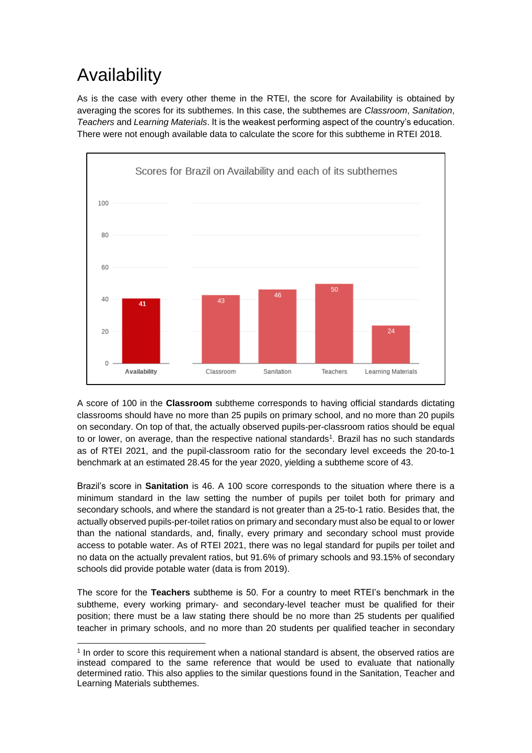# Availability

As is the case with every other theme in the RTEI, the score for Availability is obtained by averaging the scores for its subthemes. In this case, the subthemes are *Classroom*, *Sanitation*, *Teachers* and *Learning Materials*. It is the weakest performing aspect of the country's education. There were not enough available data to calculate the score for this subtheme in RTEI 2018.

**Scores for Brazil on Availability and each of its subthemes**

| | Availability | Classroom | Sanitation | Teachers | Learning Materials |
|---|---|---|---|---|---|
| Score | 41 | 43 | 46 | 50 | 24 |

A score of 100 in the **Classroom** subtheme corresponds to having official standards dictating classrooms should have no more than 25 pupils on primary school, and no more than 20 pupils on secondary. On top of that, the actually observed pupils-per-classroom ratios should be equal to or lower, on average, than the respective national standards[1]. Brazil has no such standards as of RTEI 2021, and the pupil-classroom ratio for the secondary level exceeds the 20-to-1 benchmark at an estimated 28.45 for the year 2020, yielding a subtheme score of 43.

Brazil's score in **Sanitation** is 46. A 100 score corresponds to the situation where there is a minimum standard in the law setting the number of pupils per toilet both for primary and secondary schools, and where the standard is not greater than a 25-to-1 ratio. Besides that, the actually observed pupils-per-toilet ratios on primary and secondary must also be equal to or lower than the national standards, and, finally, every primary and secondary school must provide access to potable water. As of RTEI 2021, there was no legal standard for pupils per toilet and no data on the actually prevalent ratios, but 91.6% of primary schools and 93.15% of secondary schools did provide potable water (data is from 2019).

The score for the **Teachers** subtheme is 50. For a country to meet RTEI's benchmark in the subtheme, every working primary- and secondary-level teacher must be qualified for their position; there must be a law stating there should be no more than 25 students per qualified teacher in primary schools, and no more than 20 students per qualified teacher in secondary

[1] In order to score this requirement when a national standard is absent, the observed ratios are instead compared to the same reference that would be used to evaluate that nationally determined ratio. This also applies to the similar questions found in the Sanitation, Teacher and Learning Materials subthemes.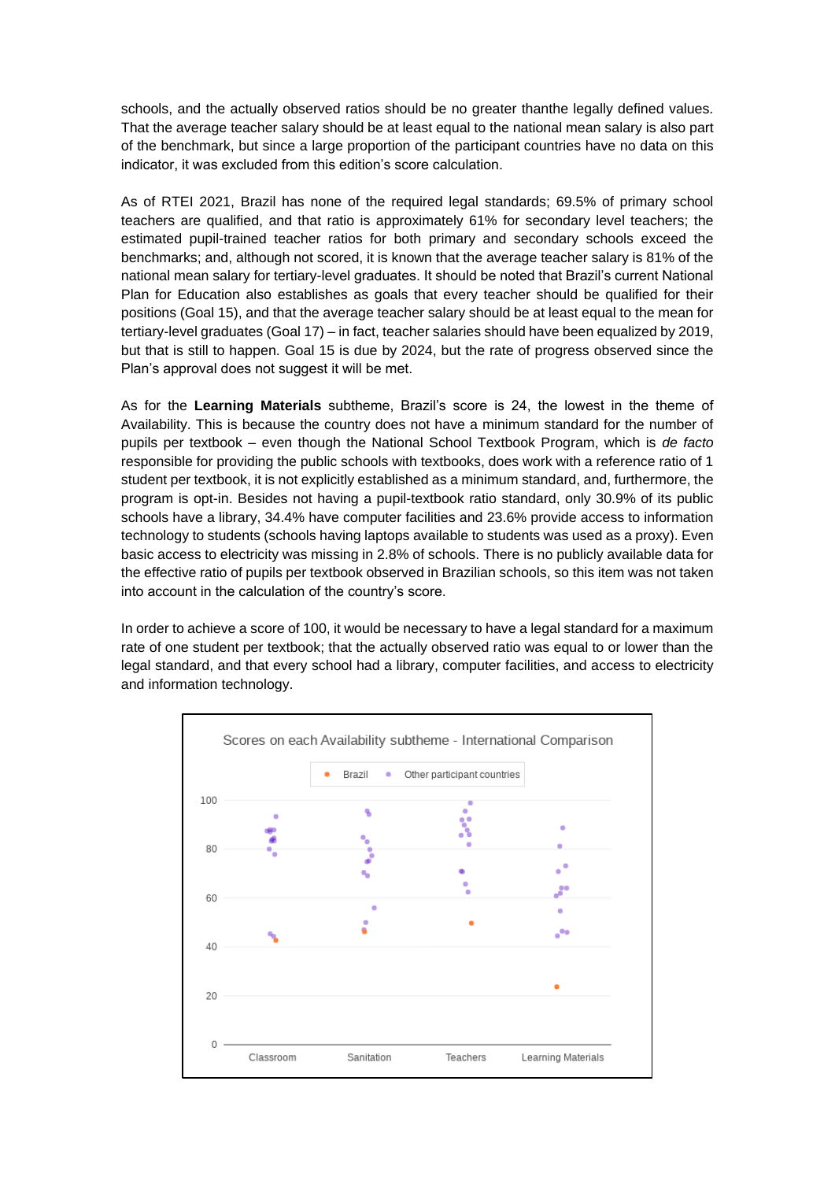schools, and the actually observed ratios should be no greater thanthe legally defined values. That the average teacher salary should be at least equal to the national mean salary is also part of the benchmark, but since a large proportion of the participant countries have no data on this indicator, it was excluded from this edition's score calculation.

As of RTEI 2021, Brazil has none of the required legal standards; 69.5% of primary school teachers are qualified, and that ratio is approximately 61% for secondary level teachers; the estimated pupil-trained teacher ratios for both primary and secondary schools exceed the benchmarks; and, although not scored, it is known that the average teacher salary is 81% of the national mean salary for tertiary-level graduates. It should be noted that Brazil's current National Plan for Education also establishes as goals that every teacher should be qualified for their positions (Goal 15), and that the average teacher salary should be at least equal to the mean for tertiary-level graduates (Goal 17) – in fact, teacher salaries should have been equalized by 2019, but that is still to happen. Goal 15 is due by 2024, but the rate of progress observed since the Plan's approval does not suggest it will be met.

As for the **Learning Materials** subtheme, Brazil's score is 24, the lowest in the theme of Availability. This is because the country does not have a minimum standard for the number of pupils per textbook – even though the National School Textbook Program, which is *de facto* responsible for providing the public schools with textbooks, does work with a reference ratio of 1 student per textbook, it is not explicitly established as a minimum standard, and, furthermore, the program is opt-in. Besides not having a pupil-textbook ratio standard, only 30.9% of its public schools have a library, 34.4% have computer facilities and 23.6% provide access to information technology to students (schools having laptops available to students was used as a proxy). Even basic access to electricity was missing in 2.8% of schools. There is no publicly available data for the effective ratio of pupils per textbook observed in Brazilian schools, so this item was not taken into account in the calculation of the country's score.

In order to achieve a score of 100, it would be necessary to have a legal standard for a maximum rate of one student per textbook; that the actually observed ratio was equal to or lower than the legal standard, and that every school had a library, computer facilities, and access to electricity and information technology.

Scores on each Availability subtheme - International Comparison

Legend: Brazil; Other participant countries

Axis: 0, 20, 40, 60, 80, 100

Categories: Classroom, Sanitation, Teachers, Learning Materials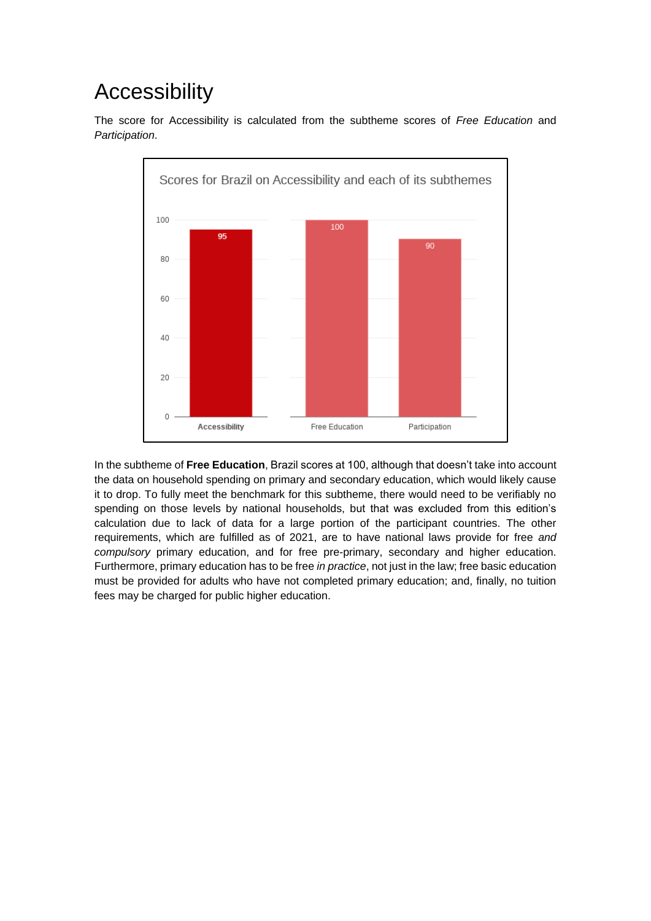# Accessibility

The score for Accessibility is calculated from the subtheme scores of *Free Education* and *Participation*.

Scores for Brazil on Accessibility and each of its subthemes

| Accessibility | Free Education | Participation |
|---|---|---|
| 95 | 100 | 90 |

In the subtheme of **Free Education**, Brazil scores at 100, although that doesn't take into account the data on household spending on primary and secondary education, which would likely cause it to drop. To fully meet the benchmark for this subtheme, there would need to be verifiably no spending on those levels by national households, but that was excluded from this edition's calculation due to lack of data for a large portion of the participant countries. The other requirements, which are fulfilled as of 2021, are to have national laws provide for free *and compulsory* primary education, and for free pre-primary, secondary and higher education. Furthermore, primary education has to be free *in practice*, not just in the law; free basic education must be provided for adults who have not completed primary education; and, finally, no tuition fees may be charged for public higher education.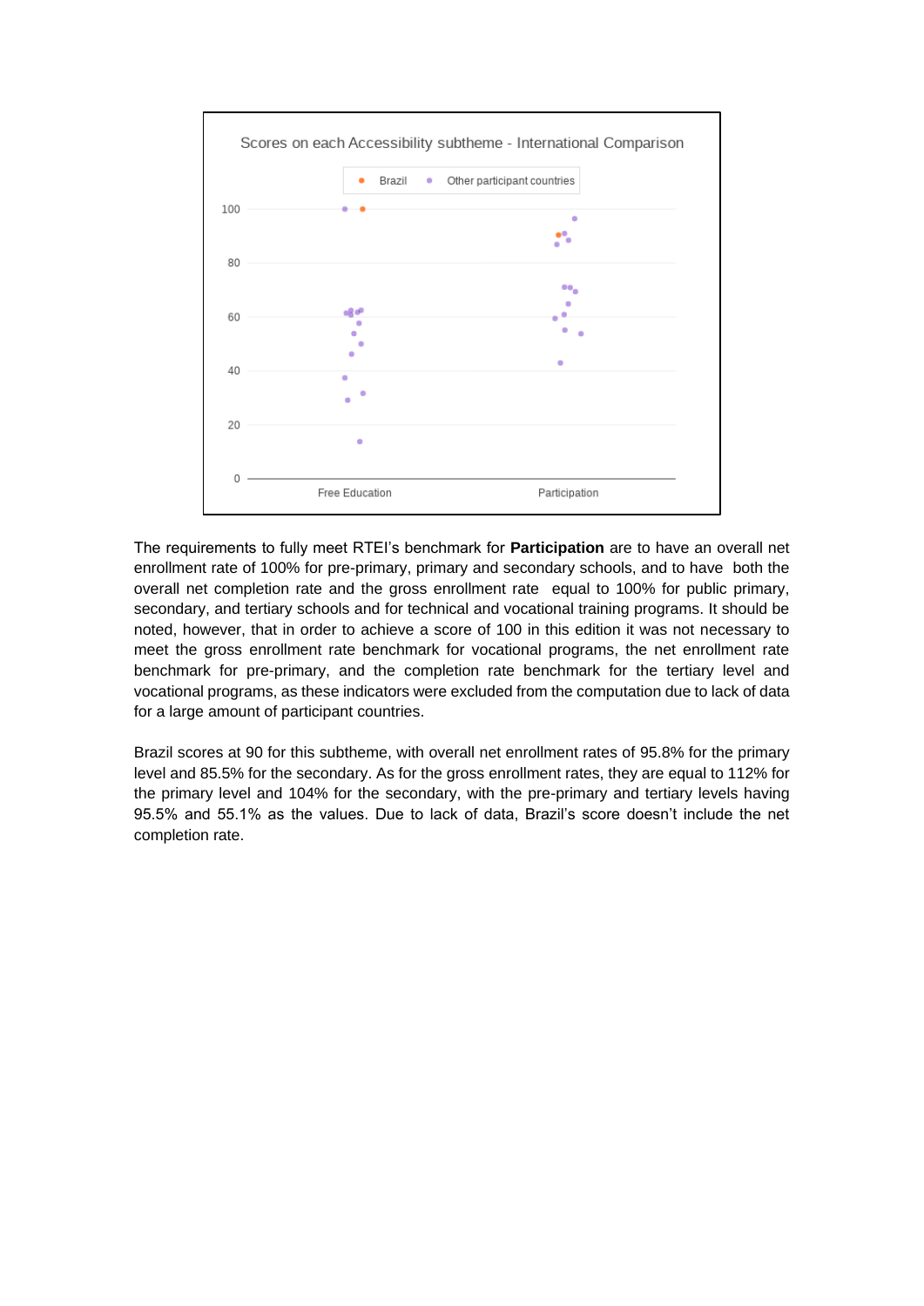The requirements to fully meet RTEI's benchmark for **Participation** are to have an overall net enrollment rate of 100% for pre-primary, primary and secondary schools, and to have both the overall net completion rate and the gross enrollment rate equal to 100% for public primary, secondary, and tertiary schools and for technical and vocational training programs. It should be noted, however, that in order to achieve a score of 100 in this edition it was not necessary to meet the gross enrollment rate benchmark for vocational programs, the net enrollment rate benchmark for pre-primary, and the completion rate benchmark for the tertiary level and vocational programs, as these indicators were excluded from the computation due to lack of data for a large amount of participant countries.

Brazil scores at 90 for this subtheme, with overall net enrollment rates of 95.8% for the primary level and 85.5% for the secondary. As for the gross enrollment rates, they are equal to 112% for the primary level and 104% for the secondary, with the pre-primary and tertiary levels having 95.5% and 55.1% as the values. Due to lack of data, Brazil's score doesn't include the net completion rate.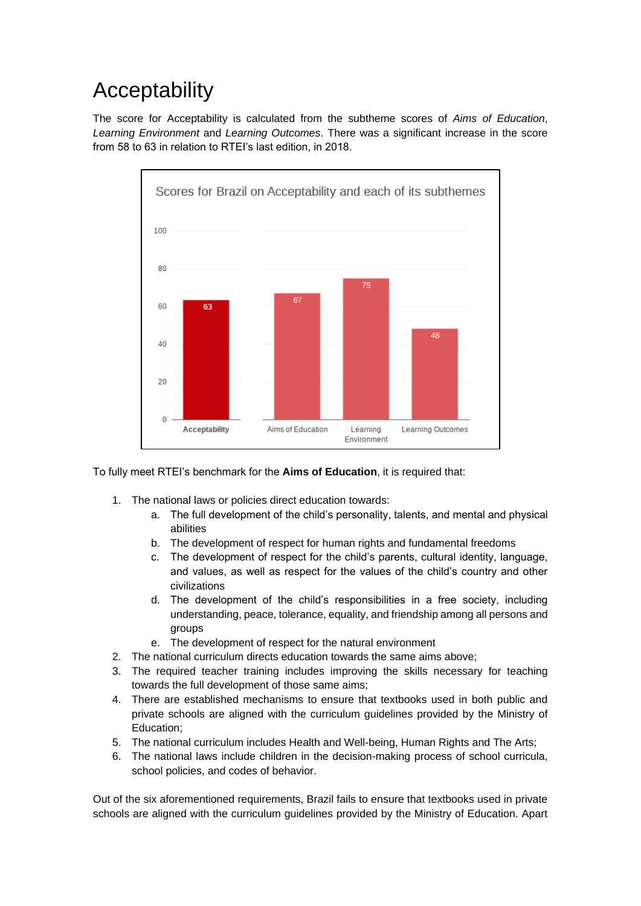# Acceptability

The score for Acceptability is calculated from the subtheme scores of *Aims of Education*, *Learning Environment* and *Learning Outcomes*. There was a significant increase in the score from 58 to 63 in relation to RTEI's last edition, in 2018.

Scores for Brazil on Acceptability and each of its subthemes

| Acceptability | Aims of Education | Learning Environment | Learning Outcomes |
|---|---|---|---|
| 63 | 67 | 75 | 48 |

To fully meet RTEI's benchmark for the **Aims of Education**, it is required that:

1. The national laws or policies direct education towards:
    a. The full development of the child's personality, talents, and mental and physical abilities
    b. The development of respect for human rights and fundamental freedoms
    c. The development of respect for the child's parents, cultural identity, language, and values, as well as respect for the values of the child's country and other civilizations
    d. The development of the child's responsibilities in a free society, including understanding, peace, tolerance, equality, and friendship among all persons and groups
    e. The development of respect for the natural environment
2. The national curriculum directs education towards the same aims above;
3. The required teacher training includes improving the skills necessary for teaching towards the full development of those same aims;
4. There are established mechanisms to ensure that textbooks used in both public and private schools are aligned with the curriculum guidelines provided by the Ministry of Education;
5. The national curriculum includes Health and Well-being, Human Rights and The Arts;
6. The national laws include children in the decision-making process of school curricula, school policies, and codes of behavior.

Out of the six aforementioned requirements, Brazil fails to ensure that textbooks used in private schools are aligned with the curriculum guidelines provided by the Ministry of Education. Apart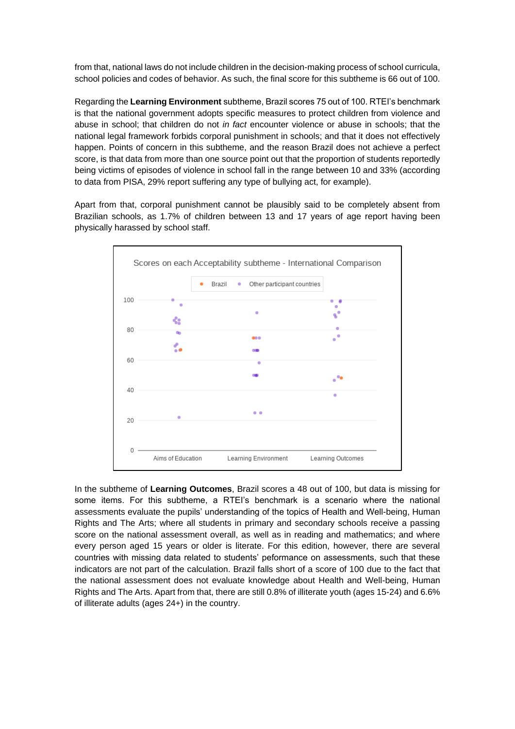from that, national laws do not include children in the decision-making process of school curricula, school policies and codes of behavior. As such, the final score for this subtheme is 66 out of 100.

Regarding the **Learning Environment** subtheme, Brazil scores 75 out of 100. RTEI's benchmark is that the national government adopts specific measures to protect children from violence and abuse in school; that children do not *in fact* encounter violence or abuse in schools; that the national legal framework forbids corporal punishment in schools; and that it does not effectively happen. Points of concern in this subtheme, and the reason Brazil does not achieve a perfect score, is that data from more than one source point out that the proportion of students reportedly being victims of episodes of violence in school fall in the range between 10 and 33% (according to data from PISA, 29% report suffering any type of bullying act, for example).

Apart from that, corporal punishment cannot be plausibly said to be completely absent from Brazilian schools, as 1.7% of children between 13 and 17 years of age report having been physically harassed by school staff.

Scores on each Acceptability subtheme - International Comparison

In the subtheme of **Learning Outcomes**, Brazil scores a 48 out of 100, but data is missing for some items. For this subtheme, a RTEI's benchmark is a scenario where the national assessments evaluate the pupils' understanding of the topics of Health and Well-being, Human Rights and The Arts; where all students in primary and secondary schools receive a passing score on the national assessment overall, as well as in reading and mathematics; and where every person aged 15 years or older is literate. For this edition, however, there are several countries with missing data related to students' peformance on assessments, such that these indicators are not part of the calculation. Brazil falls short of a score of 100 due to the fact that the national assessment does not evaluate knowledge about Health and Well-being, Human Rights and The Arts. Apart from that, there are still 0.8% of illiterate youth (ages 15-24) and 6.6% of illiterate adults (ages 24+) in the country.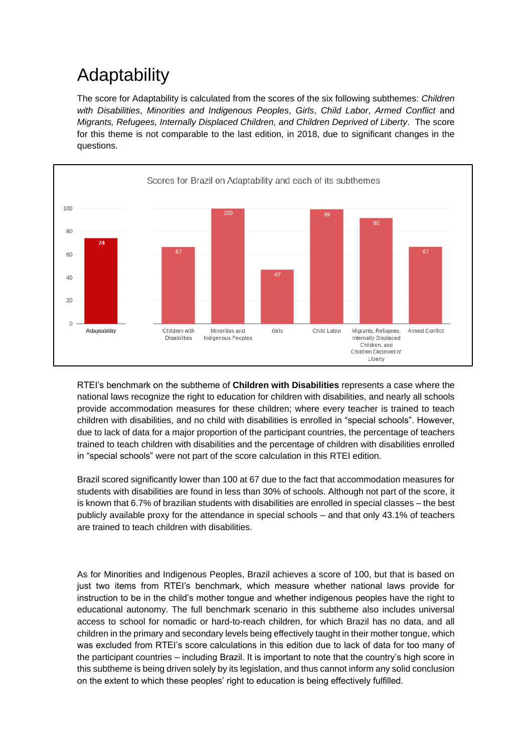# Adaptability

The score for Adaptability is calculated from the scores of the six following subthemes: *Children with Disabilities*, *Minorities and Indigenous Peoples*, *Girls*, *Child Labor*, *Armed Conflict* and *Migrants, Refugees, Internally Displaced Children, and Children Deprived of Liberty*. The score for this theme is not comparable to the last edition, in 2018, due to significant changes in the questions.

Scores for Brazil on Adaptability and each of its subthemes

| Theme / Subtheme | Score |
|---|---|
| Adaptability | 74 |
| Children with Disabilities | 67 |
| Minorities and Indigenous Peoples | 100 |
| Girls | 47 |
| Child Labor | 99 |
| Migrants, Refugees, Internally Displaced Children, and Children Deprived of Liberty | 92 |
| Armed Conflict | 67 |

RTEI's benchmark on the subtheme of **Children with Disabilities** represents a case where the national laws recognize the right to education for children with disabilities, and nearly all schools provide accommodation measures for these children; where every teacher is trained to teach children with disabilities, and no child with disabilities is enrolled in "special schools". However, due to lack of data for a major proportion of the participant countries, the percentage of teachers trained to teach children with disabilities and the percentage of children with disabilities enrolled in "special schools" were not part of the score calculation in this RTEI edition.

Brazil scored significantly lower than 100 at 67 due to the fact that accommodation measures for students with disabilities are found in less than 30% of schools. Although not part of the score, it is known that 6.7% of brazilian students with disabilities are enrolled in special classes – the best publicly available proxy for the attendance in special schools – and that only 43.1% of teachers are trained to teach children with disabilities.

As for Minorities and Indigenous Peoples, Brazil achieves a score of 100, but that is based on just two items from RTEI's benchmark, which measure whether national laws provide for instruction to be in the child's mother tongue and whether indigenous peoples have the right to educational autonomy. The full benchmark scenario in this subtheme also includes universal access to school for nomadic or hard-to-reach children, for which Brazil has no data, and all children in the primary and secondary levels being effectively taught in their mother tongue, which was excluded from RTEI's score calculations in this edition due to lack of data for too many of the participant countries – including Brazil. It is important to note that the country's high score in this subtheme is being driven solely by its legislation, and thus cannot inform any solid conclusion on the extent to which these peoples' right to education is being effectively fulfilled.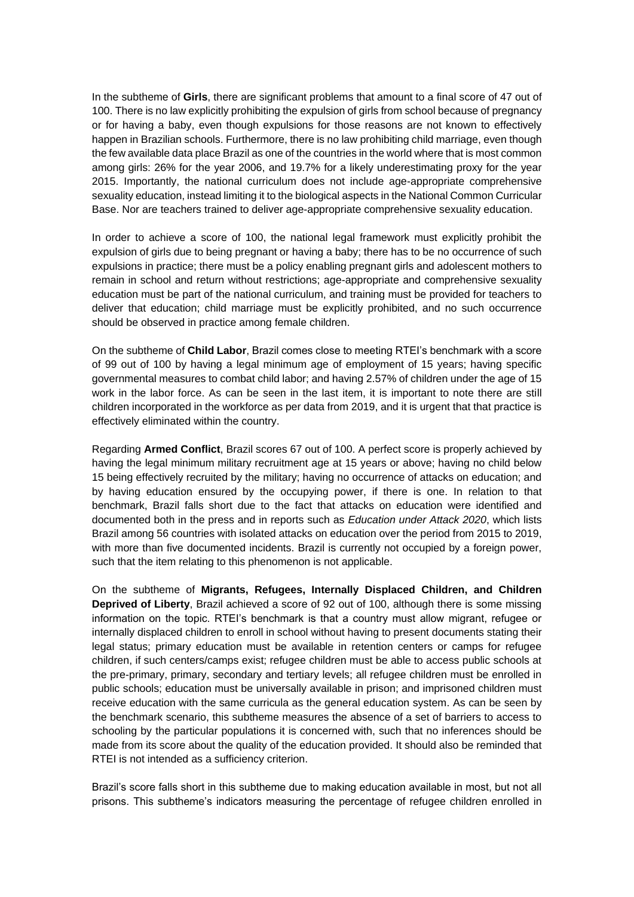In the subtheme of **Girls**, there are significant problems that amount to a final score of 47 out of 100. There is no law explicitly prohibiting the expulsion of girls from school because of pregnancy or for having a baby, even though expulsions for those reasons are not known to effectively happen in Brazilian schools. Furthermore, there is no law prohibiting child marriage, even though the few available data place Brazil as one of the countries in the world where that is most common among girls: 26% for the year 2006, and 19.7% for a likely underestimating proxy for the year 2015. Importantly, the national curriculum does not include age-appropriate comprehensive sexuality education, instead limiting it to the biological aspects in the National Common Curricular Base. Nor are teachers trained to deliver age-appropriate comprehensive sexuality education.

In order to achieve a score of 100, the national legal framework must explicitly prohibit the expulsion of girls due to being pregnant or having a baby; there has to be no occurrence of such expulsions in practice; there must be a policy enabling pregnant girls and adolescent mothers to remain in school and return without restrictions; age-appropriate and comprehensive sexuality education must be part of the national curriculum, and training must be provided for teachers to deliver that education; child marriage must be explicitly prohibited, and no such occurrence should be observed in practice among female children.

On the subtheme of **Child Labor**, Brazil comes close to meeting RTEI's benchmark with a score of 99 out of 100 by having a legal minimum age of employment of 15 years; having specific governmental measures to combat child labor; and having 2.57% of children under the age of 15 work in the labor force. As can be seen in the last item, it is important to note there are still children incorporated in the workforce as per data from 2019, and it is urgent that that practice is effectively eliminated within the country.

Regarding **Armed Conflict**, Brazil scores 67 out of 100. A perfect score is properly achieved by having the legal minimum military recruitment age at 15 years or above; having no child below 15 being effectively recruited by the military; having no occurrence of attacks on education; and by having education ensured by the occupying power, if there is one. In relation to that benchmark, Brazil falls short due to the fact that attacks on education were identified and documented both in the press and in reports such as *Education under Attack 2020*, which lists Brazil among 56 countries with isolated attacks on education over the period from 2015 to 2019, with more than five documented incidents. Brazil is currently not occupied by a foreign power, such that the item relating to this phenomenon is not applicable.

On the subtheme of **Migrants, Refugees, Internally Displaced Children, and Children Deprived of Liberty**, Brazil achieved a score of 92 out of 100, although there is some missing information on the topic. RTEI's benchmark is that a country must allow migrant, refugee or internally displaced children to enroll in school without having to present documents stating their legal status; primary education must be available in retention centers or camps for refugee children, if such centers/camps exist; refugee children must be able to access public schools at the pre-primary, primary, secondary and tertiary levels; all refugee children must be enrolled in public schools; education must be universally available in prison; and imprisoned children must receive education with the same curricula as the general education system. As can be seen by the benchmark scenario, this subtheme measures the absence of a set of barriers to access to schooling by the particular populations it is concerned with, such that no inferences should be made from its score about the quality of the education provided. It should also be reminded that RTEI is not intended as a sufficiency criterion.

Brazil's score falls short in this subtheme due to making education available in most, but not all prisons. This subtheme's indicators measuring the percentage of refugee children enrolled in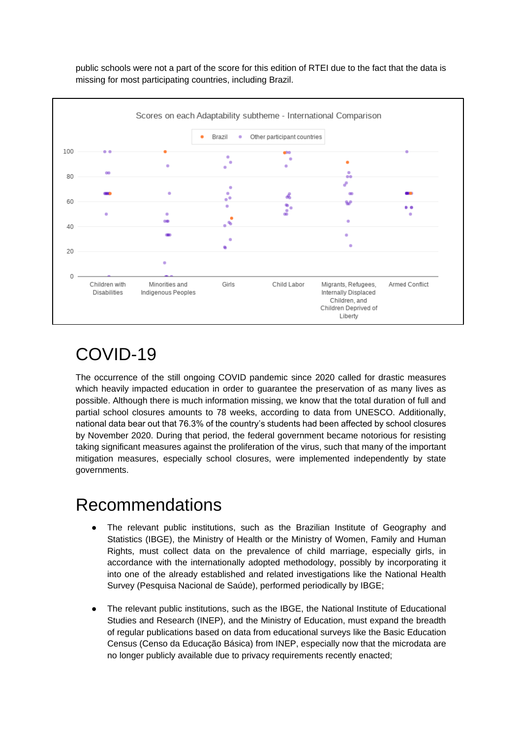public schools were not a part of the score for this edition of RTEI due to the fact that the data is missing for most participating countries, including Brazil.

## COVID-19

The occurrence of the still ongoing COVID pandemic since 2020 called for drastic measures which heavily impacted education in order to guarantee the preservation of as many lives as possible. Although there is much information missing, we know that the total duration of full and partial school closures amounts to 78 weeks, according to data from UNESCO. Additionally, national data bear out that 76.3% of the country's students had been affected by school closures by November 2020. During that period, the federal government became notorious for resisting taking significant measures against the proliferation of the virus, such that many of the important mitigation measures, especially school closures, were implemented independently by state governments.

## Recommendations

- The relevant public institutions, such as the Brazilian Institute of Geography and Statistics (IBGE), the Ministry of Health or the Ministry of Women, Family and Human Rights, must collect data on the prevalence of child marriage, especially girls, in accordance with the internationally adopted methodology, possibly by incorporating it into one of the already established and related investigations like the National Health Survey (Pesquisa Nacional de Saúde), performed periodically by IBGE;

- The relevant public institutions, such as the IBGE, the National Institute of Educational Studies and Research (INEP), and the Ministry of Education, must expand the breadth of regular publications based on data from educational surveys like the Basic Education Census (Censo da Educação Básica) from INEP, especially now that the microdata are no longer publicly available due to privacy requirements recently enacted;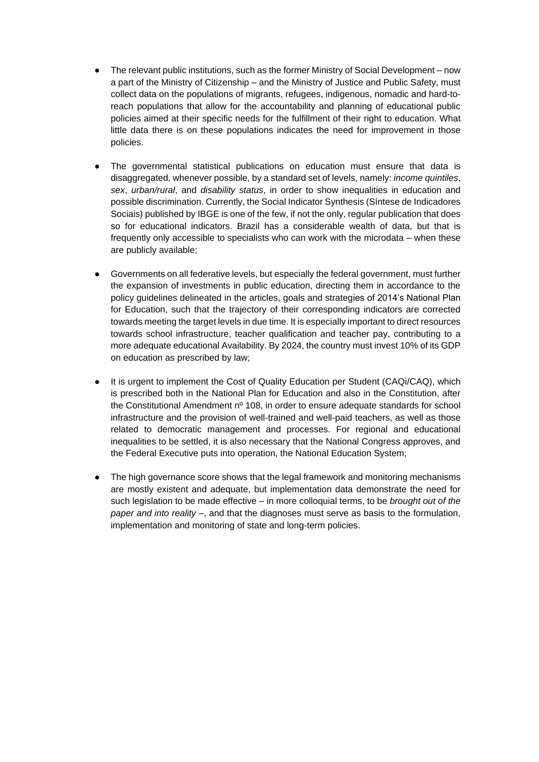- The relevant public institutions, such as the former Ministry of Social Development – now a part of the Ministry of Citizenship – and the Ministry of Justice and Public Safety, must collect data on the populations of migrants, refugees, indigenous, nomadic and hard-to-reach populations that allow for the accountability and planning of educational public policies aimed at their specific needs for the fulfillment of their right to education. What little data there is on these populations indicates the need for improvement in those policies.

- The governmental statistical publications on education must ensure that data is disaggregated, whenever possible, by a standard set of levels, namely: *income quintiles*, *sex*, *urban/rural*, and *disability status*, in order to show inequalities in education and possible discrimination. Currently, the Social Indicator Synthesis (Síntese de Indicadores Sociais) published by IBGE is one of the few, if not the only, regular publication that does so for educational indicators. Brazil has a considerable wealth of data, but that is frequently only accessible to specialists who can work with the microdata – when these are publicly available;

- Governments on all federative levels, but especially the federal government, must further the expansion of investments in public education, directing them in accordance to the policy guidelines delineated in the articles, goals and strategies of 2014's National Plan for Education, such that the trajectory of their corresponding indicators are corrected towards meeting the target levels in due time. It is especially important to direct resources towards school infrastructure, teacher qualification and teacher pay, contributing to a more adequate educational Availability. By 2024, the country must invest 10% of its GDP on education as prescribed by law;

- It is urgent to implement the Cost of Quality Education per Student (CAQi/CAQ), which is prescribed both in the National Plan for Education and also in the Constitution, after the Constitutional Amendment nº 108, in order to ensure adequate standards for school infrastructure and the provision of well-trained and well-paid teachers, as well as those related to democratic management and processes. For regional and educational inequalities to be settled, it is also necessary that the National Congress approves, and the Federal Executive puts into operation, the National Education System;

- The high governance score shows that the legal framework and monitoring mechanisms are mostly existent and adequate, but implementation data demonstrate the need for such legislation to be made effective – in more colloquial terms, to be *brought out of the paper and into reality* –, and that the diagnoses must serve as basis to the formulation, implementation and monitoring of state and long-term policies.